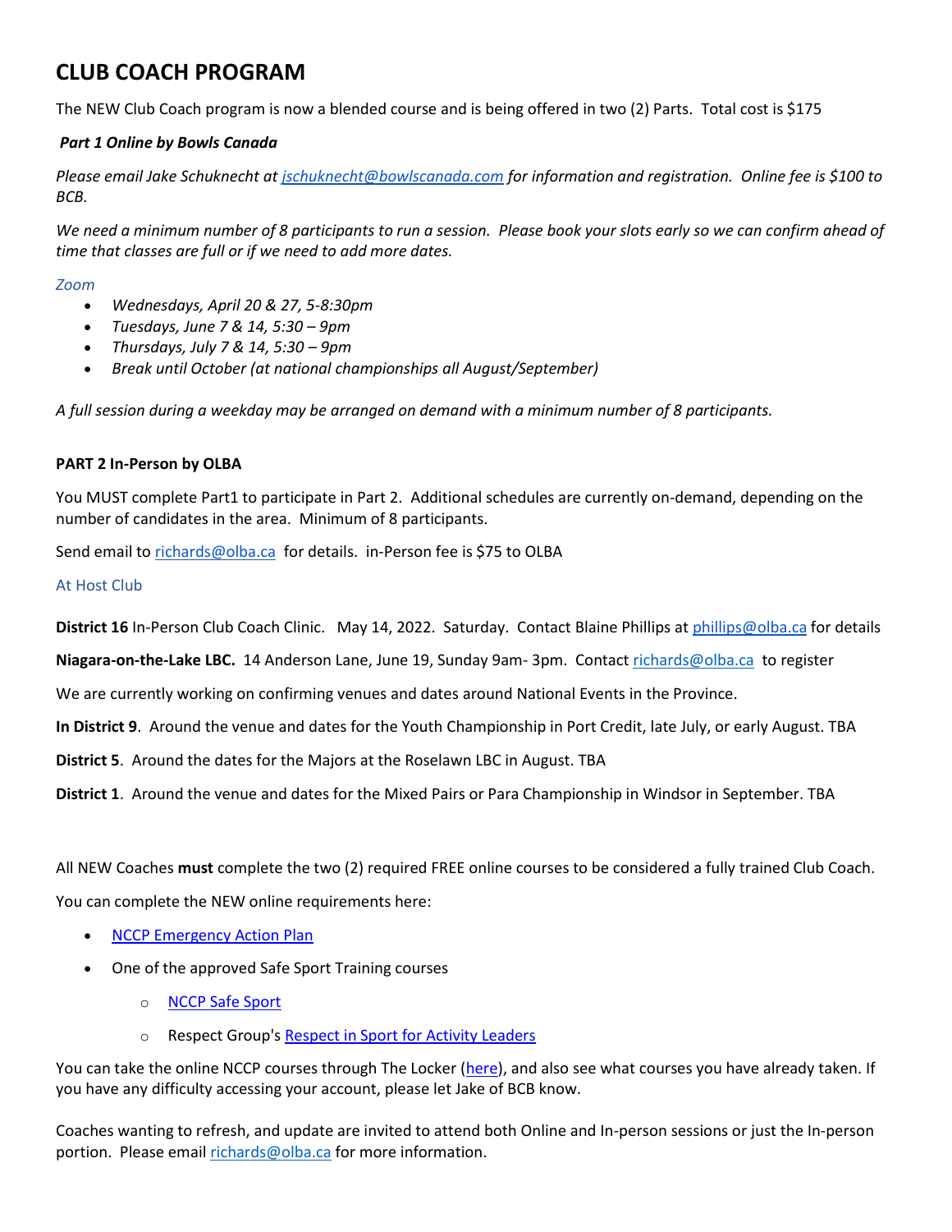# CLUB COACH PROGRAM

The NEW Club Coach program is now a blended course and is being offered in two (2) Parts. Total cost is $175

***Part 1 Online by Bowls Canada***

*Please email Jake Schuknecht at [jschuknecht@bowlscanada.com](mailto:jschuknecht@bowlscanada.com) for information and registration. Online fee is $100 to BCB.*

*We need a minimum number of 8 participants to run a session. Please book your slots early so we can confirm ahead of time that classes are full or if we need to add more dates.*

*Zoom*

- *Wednesdays, April 20 & 27, 5-8:30pm*
- *Tuesdays, June 7 & 14, 5:30 – 9pm*
- *Thursdays, July 7 & 14, 5:30 – 9pm*
- *Break until October (at national championships all August/September)*

*A full session during a weekday may be arranged on demand with a minimum number of 8 participants.*

**PART 2 In-Person by OLBA**

You MUST complete Part1 to participate in Part 2. Additional schedules are currently on-demand, depending on the number of candidates in the area. Minimum of 8 participants.

Send email to [richards@olba.ca](mailto:richards@olba.ca) for details. in-Person fee is $75 to OLBA

At Host Club

**District 16** In-Person Club Coach Clinic. May 14, 2022. Saturday. Contact Blaine Phillips at [phillips@olba.ca](mailto:phillips@olba.ca) for details

**Niagara-on-the-Lake LBC.** 14 Anderson Lane, June 19, Sunday 9am- 3pm. Contact [richards@olba.ca](mailto:richards@olba.ca) to register

We are currently working on confirming venues and dates around National Events in the Province.

**In District 9**. Around the venue and dates for the Youth Championship in Port Credit, late July, or early August. TBA

**District 5**. Around the dates for the Majors at the Roselawn LBC in August. TBA

**District 1**. Around the venue and dates for the Mixed Pairs or Para Championship in Windsor in September. TBA

All NEW Coaches **must** complete the two (2) required FREE online courses to be considered a fully trained Club Coach.

You can complete the NEW online requirements here:

- NCCP Emergency Action Plan
- One of the approved Safe Sport Training courses
  - NCCP Safe Sport
  - Respect Group's Respect in Sport for Activity Leaders

You can take the online NCCP courses through The Locker (here), and also see what courses you have already taken. If you have any difficulty accessing your account, please let Jake of BCB know.

Coaches wanting to refresh, and update are invited to attend both Online and In-person sessions or just the In-person portion. Please email [richards@olba.ca](mailto:richards@olba.ca) for more information.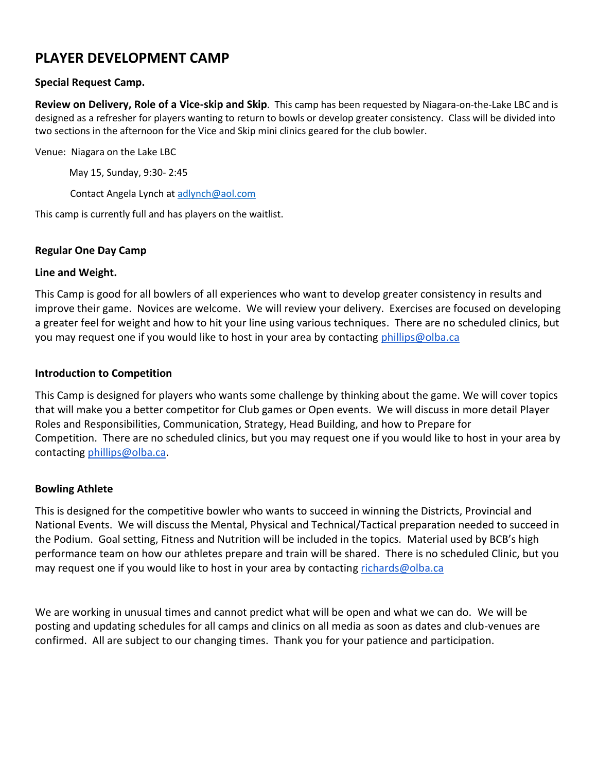# PLAYER DEVELOPMENT CAMP

**Special Request Camp.**

**Review on Delivery, Role of a Vice-skip and Skip**. This camp has been requested by Niagara-on-the-Lake LBC and is designed as a refresher for players wanting to return to bowls or develop greater consistency. Class will be divided into two sections in the afternoon for the Vice and Skip mini clinics geared for the club bowler.

Venue: Niagara on the Lake LBC

May 15, Sunday, 9:30- 2:45

Contact Angela Lynch at adlynch@aol.com

This camp is currently full and has players on the waitlist.

**Regular One Day Camp**

**Line and Weight.**

This Camp is good for all bowlers of all experiences who want to develop greater consistency in results and improve their game. Novices are welcome. We will review your delivery. Exercises are focused on developing a greater feel for weight and how to hit your line using various techniques. There are no scheduled clinics, but you may request one if you would like to host in your area by contacting phillips@olba.ca

**Introduction to Competition**

This Camp is designed for players who wants some challenge by thinking about the game. We will cover topics that will make you a better competitor for Club games or Open events. We will discuss in more detail Player Roles and Responsibilities, Communication, Strategy, Head Building, and how to Prepare for Competition. There are no scheduled clinics, but you may request one if you would like to host in your area by contacting phillips@olba.ca.

**Bowling Athlete**

This is designed for the competitive bowler who wants to succeed in winning the Districts, Provincial and National Events. We will discuss the Mental, Physical and Technical/Tactical preparation needed to succeed in the Podium. Goal setting, Fitness and Nutrition will be included in the topics. Material used by BCB's high performance team on how our athletes prepare and train will be shared. There is no scheduled Clinic, but you may request one if you would like to host in your area by contacting richards@olba.ca

We are working in unusual times and cannot predict what will be open and what we can do. We will be posting and updating schedules for all camps and clinics on all media as soon as dates and club-venues are confirmed. All are subject to our changing times. Thank you for your patience and participation.